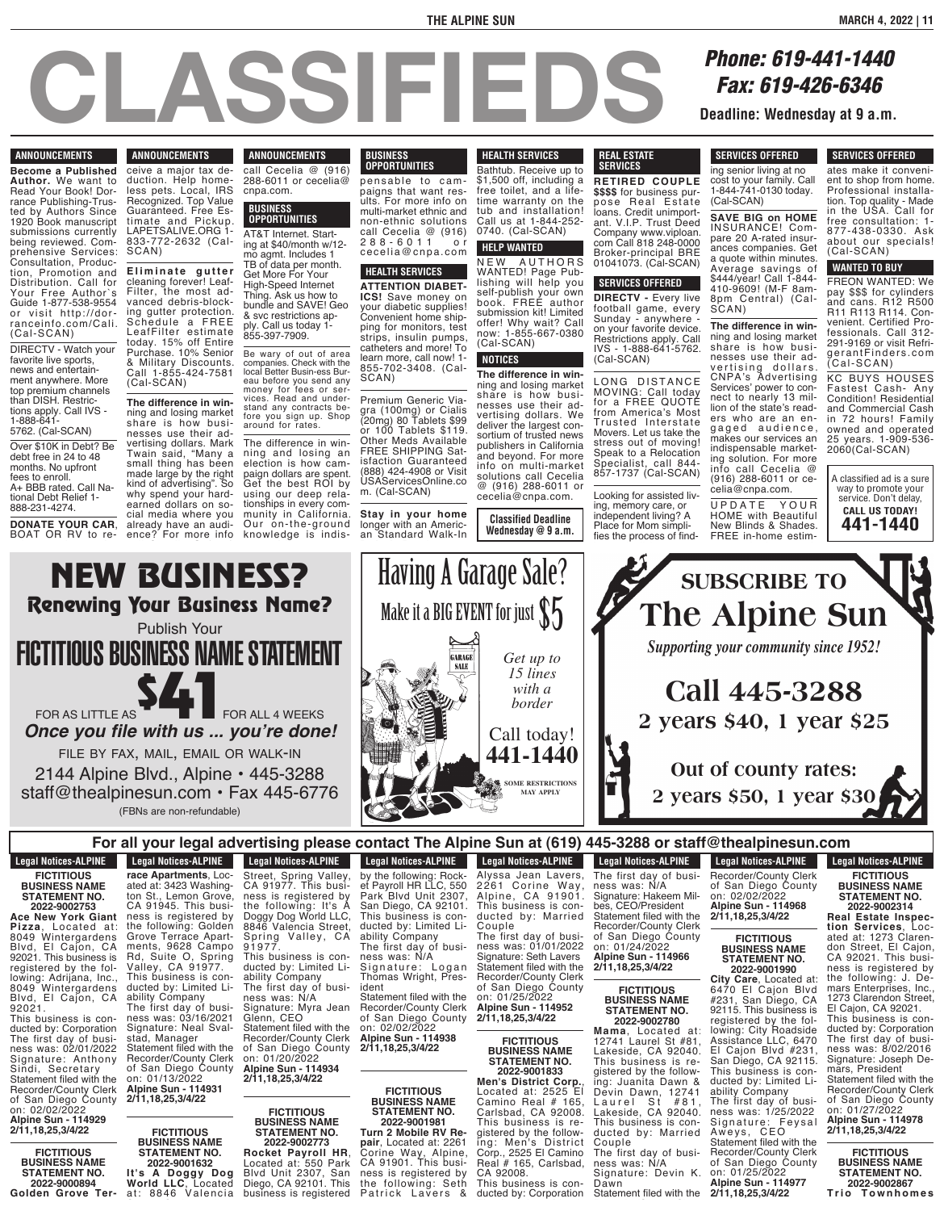# CLASSIFIEDS

**Phone: 619-441-1440**
**Fax: 619-426-6346**
**Deadline: Wednesday at 9 a.m.**

## ANNOUNCEMENTS

**Become a Published Author.** We want to Read Your Book! Dorrance Publishing-Trusted by Authors Since 1920 Book manuscript submissions currently being reviewed. Comprehensive Services: Consultation, Production, Promotion and Distribution. Call for Your Free Author's Guide 1-877-538-9554 or visit http://dorranceinfo.com/Cali. (Cal-SCAN)

DIRECTV - Watch your favorite live sports, news and entertainment anywhere. More top premium channels than DISH. Restrictions apply. Call IVS - 1-888-641-5762. (Cal-SCAN)

Over $10K in Debt? Be debt free in 24 to 48 months. No upfront fees to enroll. A+ BBB rated. Call National Debt Relief 1-888-231-4274.

**DONATE YOUR CAR**, BOAT OR RV to receive a major tax deduction. Help homeless pets. Local, IRS Recognized. Top Value Guaranteed. Free Estimate and Pickup. LAPETSALIVE.ORG 1-833-772-2632 (Cal-SCAN)

**Eliminate gutter** cleaning forever! LeafFilter, the most advanced debris-blocking gutter protection. Schedule a FREE LeafFilter estimate today. 15% off Entire Purchase. 10% Senior & Military Discounts. Call 1-855-424-7581 (Cal-SCAN)

**The difference in win**ning and losing market share is how businesses use their advertising dollars. Mark Twain said, "Many a small thing has been made large by the right kind of advertising". So why spend your hard-earned dollars on social media where you already have an audience? For more info call Cecelia @ (916) 288-6011 or cecelia@cnpa.com.

## BUSINESS OPPORTUNITIES

AT&T Internet. Starting at $40/month w/12-mo agmt. Includes 1 TB of data per month. Get More For Your High-Speed Internet Thing. Ask us how to bundle and SAVE! Geo & svc restrictions apply. Call us today 1-855-397-7909.

Be wary of out of area companies. Check with the local Better Busin-ess Bureau before you send any money for fees or services. Read and understand any contracts before you sign up. Shop around for rates.

The difference in winning and losing an election is how campaign dollars are spent. Get the best ROI by using our deep relationships in every community in California. Our on-the-ground knowledge is indispensable to campaigns that want results. For more info on multi-market ethnic and non-ethnic solutions call Cecelia @ (916) 288-6011 or cecelia@cnpa.com

## HEALTH SERVICES

**ATTENTION DIABETICS!** Save money on your diabetic supplies! Convenient home shipping for monitors, test strips, insulin pumps, catheters and more! To learn more, call now! 1-855-702-3408. (Cal-SCAN)

Premium Generic Viagra (100mg) or Cialis (20mg) 80 Tablets $99 or 100 Tablets $119. Other Meds Available FREE SHIPPING Satisfaction Guaranteed (888) 424-4908 or Visit USAServicesOnline.com. (Cal-SCAN)

**Stay in your home** longer with an American Standard Walk-In Bathtub. Receive up to $1,500 off, including a free toilet, and a lifetime warranty on the tub and installation! Call us at 1-844-252-0740. (Cal-SCAN)

## HELP WANTED

NEW AUTHORS WANTED! Page Publishing will help you self-publish your own book. FREE author submission kit! Limited offer! Why wait? Call now: 1-855-667-0380 (Cal-SCAN)

## NOTICES

**The difference in win**ning and losing market share is how businesses use their advertising dollars. We deliver the largest consortium of trusted news publishers in California and beyond. For more info on multi-market solutions call Cecelia @ (916) 288-6011 or cecelia@cnpa.com.

**Classified Deadline Wednesday @ 9 a.m.**

## REAL ESTATE SERVICES

**RETIRED COUPLE $$$$** for business purpose Real Estate loans. Credit unimportant. V.I.P. Trust Deed Company www.viploan.com Call 818 248-0000 Broker-principal BRE 01041073. (Cal-SCAN)

## SERVICES OFFERED

**DIRECTV -** Every live football game, every Sunday - anywhere - on your favorite device. Restrictions apply. Call IVS - 1-888-641-5762. (Cal-SCAN)

LONG DISTANCE MOVING: Call today for a FREE QUOTE from America's Most Trusted Interstate Movers. Let us take the stress out of moving! Speak to a Relocation Specialist, call 844-857-1737 (Cal-SCAN)

Looking for assisted living, memory care, or independent living? A Place for Mom simplifies the process of finding senior living at no cost to your family. Call 1-844-741-0130 today. (Cal-SCAN)

**SAVE BIG on HOME** INSURANCE! Compare 20 A-rated insurances companies. Get a quote within minutes. Average savings of $444/year! Call 1-844-410-9609! (M-F 8am-8pm Central) (Cal-SCAN)

**The difference in win**ning and losing market share is how businesses use their advertising dollars. CNPA's Advertising Services' power to connect to nearly 13 million of the state's readers who are an engaged audience, makes our services an indispensable marketing solution. For more info call Cecelia @ (916) 288-6011 or cecelia@cnpa.com.

UPDATE YOUR HOME with Beautiful New Blinds & Shades. FREE in-home estimates make it convenient to shop from home. Professional installation. Top quality - Made in the USA. Call for free consultation: 1-877-438-0330. Ask about our specials! (Cal-SCAN)

## WANTED TO BUY

FREON WANTED: We pay $$$ for cylinders and cans. R12 R500 R11 R113 R114. Convenient. Certified Professionals. Call 312-291-9169 or visit RefrigerantFinders.com (Cal-SCAN)

KC BUYS HOUSES Fastest Cash- Any Condition! Residential and Commercial Cash in 72 hours! Family owned and operated 25 years. 1-909-536-2060(Cal-SCAN)

A classified ad is a sure way to promote your service. Don't delay, **CALL US TODAY! 441-1440**

---

# NEW BUSINESS?
## Renewing Your Business Name?
Publish Your
# FICTITIOUS BUSINESS NAME STATEMENT
FOR AS LITTLE AS **$41** FOR ALL 4 WEEKS
***Once you file with us ... you're done!***
FILE BY FAX, MAIL, EMAIL OR WALK-IN
2144 Alpine Blvd., Alpine • 445-3288
staff@thealpinesun.com • Fax 445-6776
(FBNs are non-refundable)

---

# Having A Garage Sale?
Make it a BIG EVENT for just $5
*Get up to 15 lines with a border*
Call today!
**441-1440**
SOME RESTRICTIONS MAY APPLY

---

# SUBSCRIBE TO The Alpine Sun
*Supporting your community since 1952!*
**Call 445-3288**
**2 years $40, 1 year $25**
**Out of county rates: 2 years $50, 1 year $30**

---

**For all your legal advertising please contact The Alpine Sun at (619) 445-3288 or staff@thealpinesun.com**

## Legal Notices-ALPINE

**FICTITIOUS BUSINESS NAME STATEMENT NO. 2022-9002753**
**Ace New York Giant Pizza**, Located at: 8049 Wintergardens Blvd, El Cajon, CA 92021. This business is registered by the following: Adrijana, Inc., 8049 Wintergardens Blvd, El Cajon, CA 92021.
This business is conducted by: Corporation
The first day of business was: 02/01/2022
Signature: Anthony Sindi, Secretary
Statement filed with the Recorder/County Clerk of San Diego County on: 02/02/2022
**Alpine Sun - 114929**
**2/11,18,25,3/4/22**

**FICTITIOUS BUSINESS NAME STATEMENT NO. 2022-9000894**
**Golden Grove Terrace Apartments**, Located at: 3423 Washington St., Lemon Grove, CA 91945. This business is registered by the following: Golden Grove Terrace Apartments, 9628 Campo Rd, Suite O, Spring Valley, CA 91977.
This business is conducted by: Limited Liability Company
The first day of business was: 03/16/2021
Signature: Neal Svalstad, Manager
Statement filed with the Recorder/County Clerk of San Diego County on: 01/13/2022
**Alpine Sun - 114931**
**2/11,18,25,3/4/22**

**FICTITIOUS BUSINESS NAME STATEMENT NO. 2022-9001632**
**It's A Doggy Dog World LLC**, Located at: 8846 Valencia Street, Spring Valley, CA 91977. This business is registered by the following: It's A Doggy Dog World LLC, 8846 Valencia Street, Spring Valley, CA 91977.
This business is conducted by: Limited Liability Company
The first day of business was: N/A
Signature: Myra Jean Glenn, CEO
Statement filed with the Recorder/County Clerk of San Diego County on: 01/20/2022
**Alpine Sun - 114934**
**2/11,18,25,3/4/22**

**FICTITIOUS BUSINESS NAME STATEMENT NO. 2022-9002773**
**Rocket Payroll HR**, Located at: 550 Park Blvd Unit 2307, San Diego, CA 92101. This business is registered by the following: Rocket Payroll HR LLC, 550 Park Blvd Unit 2307, San Diego, CA 92101.
This business is conducted by: Limited Liability Company
The first day of business was: N/A
Signature: Logan Thomas Wright, President
Statement filed with the Recorder/County Clerk of San Diego County on: 02/02/2022
**Alpine Sun - 114938**
**2/11,18,25,3/4/22**

**FICTITIOUS BUSINESS NAME STATEMENT NO. 2022-9001981**
**Turn 2 Mobile RV Repair**, Located at: 2261 Corine Way, Alpine, CA 91901. This business is registered by the following: Seth Patrick Lavers & Alyssa Jean Lavers, 2261 Corinne Way, Alpine, CA 91901.
This business is conducted by: Married Couple
The first day of business was: 01/01/2022
Signature: Seth Lavers
Statement filed with the Recorder/County Clerk of San Diego County on: 01/25/2022
**Alpine Sun - 114952**
**2/11,18,25,3/4/22**

**FICTITIOUS BUSINESS NAME STATEMENT NO. 2022-9001833**
**Men's District Corp.**, Located at: 2525 El Camino Real # 165, Carlsbad, CA 92008. This business is registered by the following: Men's District Corp., 2525 El Camino Real # 165, Carlsbad, CA 92008.
This business is conducted by: Corporation
The first day of business was: N/A
Signature: Hakeem Milbes, CEO/President
Statement filed with the Recorder/County Clerk of San Diego County on: 01/24/2022
**Alpine Sun - 114966**
**2/11,18,25,3/4/22**

**FICTITIOUS BUSINESS NAME STATEMENT NO. 2022-9002780**
**Mama**, Located at: 12741 Laurel St #81, Lakeside, CA 92040. This business is registered by the following: Juanita Dawn & Devin Dawn, 12741 Laurel St #81, Lakeside, CA 92040.
This business is conducted by: Married Couple
The first day of business was: N/A
Signature: Devin K. Dawn
Statement filed with the Recorder/County Clerk of San Diego County on: 02/02/2022
**Alpine Sun - 114968**
**2/11,18,25,3/4/22**

**FICTITIOUS BUSINESS NAME STATEMENT NO. 2022-9001990**
**City Care**, Located at: 6470 El Cajon Blvd #231, San Diego, CA 92115. This business is registered by the following: City Roadside Assistance LLC, 6470 El Cajon Blvd #231, San Diego, CA 92115.
This business is conducted by: Limited Liability Company
The first day of business was: 1/25/2022
Signature: Feysal Aweys, CEO
Statement filed with the Recorder/County Clerk of San Diego County on: 01/25/2022
**Alpine Sun - 114977**
**2/11,18,25,3/4/22**

**FICTITIOUS BUSINESS NAME STATEMENT NO. 2022-9002314**
**Real Estate Inspection Services**, Located at: 1273 Clarendon Street, El Cajon, CA 92021. This business is registered by the following: J. Demars Enterprises, Inc., 1273 Clarendon Street, El Cajon, CA 92021.
This business is conducted by: Corporation
The first day of business was: 8/02/2016
Signature: Joseph Demars, President
Statement filed with the Recorder/County Clerk of San Diego County on: 01/27/2022
**Alpine Sun - 114978**
**2/11,18,25,3/4/22**

**FICTITIOUS BUSINESS NAME STATEMENT NO. 2022-9002867**
**Trio Townhomes**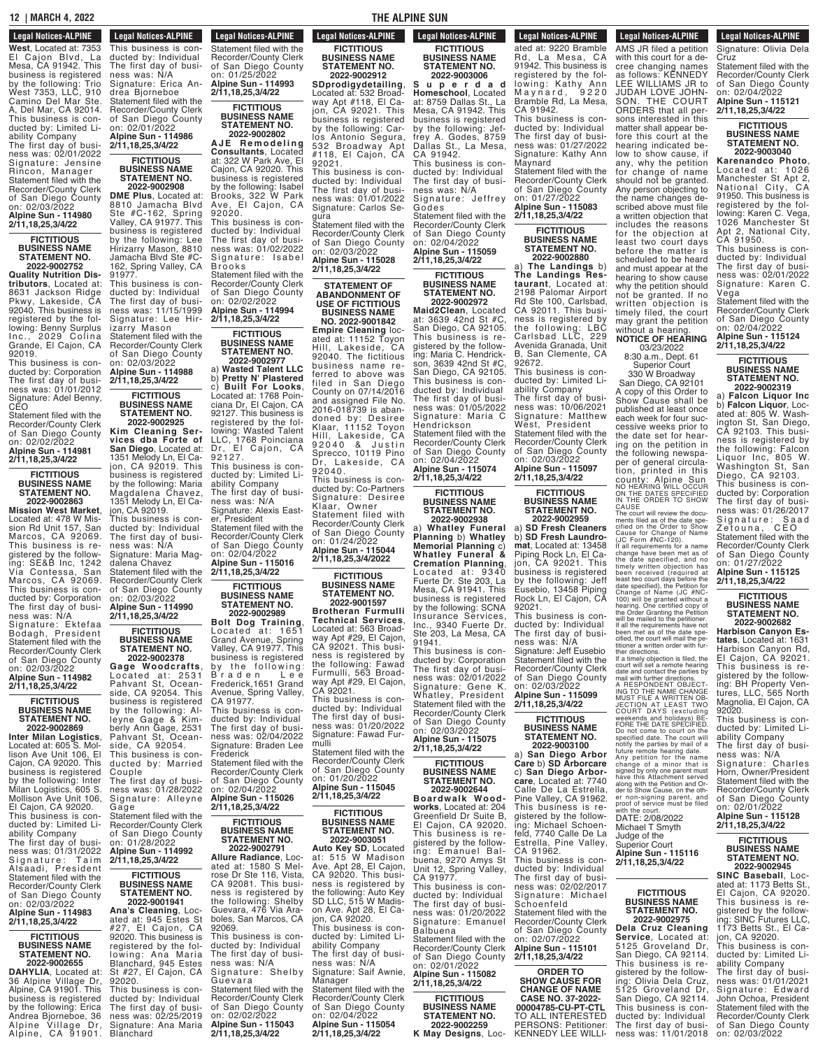West, Located at: 7353 El Cajon Blvd, La Mesa, CA 91942. This business is registered by the following: Trio West 7353, LLC, 910 Camino Del Mar Ste. A, Del Mar, CA 92014. This business is conducted by: Limited Liability Company
The first day of business was: 02/01/2022
Signature: Jensine Rincon, Manager
Statement filed with the Recorder/County Clerk of San Diego County on: 02/03/2022
**Alpine Sun - 114980**
**2/11,18,25,3/4/22**

### FICTITIOUS BUSINESS NAME STATEMENT NO. 2022-9002752

**Quality Nutrition Distributors**, Located at: 8631 Jackson Ridge Pkwy, Lakeside, CA 92040. This business is registered by the following: Benny Surplus Inc., 2029 Colina Grande, El Cajon, CA 92019.
This business is conducted by: Corporation
The first day of business was: 01/01/2012
Signature: Adel Benny, CEO
Statement filed with the Recorder/County Clerk of San Diego County on: 02/02/2022
**Alpine Sun - 114981**
**2/11,18,25,3/4/22**

### FICTITIOUS BUSINESS NAME STATEMENT NO. 2022-9002863

**Mission West Market**, Located at: 478 W Mission Rd Unit 157, San Marcos, CA 92069. This business is registered by the following: SE&B Inc, 1242 Via Contessa, San Marcos, CA 92069. This business is conducted by: Corporation
The first day of business was: N/A
Signature: Ektefaa Bodagh, President
Statement filed with the Recorder/County Clerk of San Diego County on: 02/03/2022
**Alpine Sun - 114982**
**2/11,18,25,3/4/22**

### FICTITIOUS BUSINESS NAME STATEMENT NO. 2022-9002869

**Inter Milan Logistics**, Located at: 605 S. Mollison Ave Unit 106, El Cajon, CA 92020. This business is registered by the following: Inter Milan Logistics, 605 S. Mollison Ave Unit 106, El Cajon, CA 92020.
This business is conducted by: Limited Liability Company
The first day of business was: 01/31/2022
Signature: Taim Alsaadi, President
Statement filed with the Recorder/County Clerk of San Diego County on: 02/03/2022
**Alpine Sun - 114983**
**2/11,18,25,3/4/22**

### FICTITIOUS BUSINESS NAME STATEMENT NO. 2022-9002655

**DAHYLIA**, Located at: 36 Alpine Village Dr, Alpine, CA 91901. This business is registered by the following: Erica Andrea Bjorneboe, 36 Alpine Village Dr, Alpine, CA 91901. This business is conducted by: Individual
The first day of business was: N/A
Signature: Erica Andrea Bjorneboe
Statement filed with the Recorder/County Clerk of San Diego County on: 02/01/2022
**Alpine Sun - 114986**
**2/11,18,25,3/4/22**

### FICTITIOUS BUSINESS NAME STATEMENT NO. 2022-9002908

**DME Plus**, Located at: 8810 Jamacha Blvd Ste #C-162, Spring Valley, CA 91977. This business is registered by the following: Lee Hirizarry Mason, 8810 Jamacha Blvd Ste #C-162, Spring Valley, CA 91977.
This business is conducted by: Individual
The first day of business was: 11/15/1999
Signature: Lee Hirizarry Mason
Statement filed with the Recorder/County Clerk of San Diego County on: 02/03/2022
**Alpine Sun - 114988**
**2/11,18,25,3/4/22**

### FICTITIOUS BUSINESS NAME STATEMENT NO. 2022-9002925

**Kim Cleaning Services dba Forte of San Diego**, Located at: 1351 Melody Ln, El Cajon, CA 92019. This business is registered by the following: Maria Magdalena Chavez, 1351 Melody Ln, El Cajon, CA 92019.
This business is conducted by: Individual
The first day of business was: N/A
Signature: Maria Magdalena Chavez
Statement filed with the Recorder/County Clerk of San Diego County on: 02/03/2022
**Alpine Sun - 114990**
**2/11,18,25,3/4/22**

### FICTITIOUS BUSINESS NAME STATEMENT NO. 2022-9002378

**Gage Woodcrafts**, Located at: 2531 Pahvant St, Oceanside, CA 92054. This business is registered by the following: Alleyne Gage & Kimberly Ann Gage, 2531 Pahvant St, Oceanside, CA 92054. This business is conducted by: Married Couple
The first day of business was: 01/28/2022
Signature: Alleyne Gage
Statement filed with the Recorder/County Clerk of San Diego County on: 01/28/2022
**Alpine Sun - 114992**
**2/11,18,25,3/4/22**

### FICTITIOUS BUSINESS NAME STATEMENT NO. 2022-9001941

**Ana's Cleaning**, Located at: 945 Estes St #27, El Cajon, CA 92020. This business is registered by the following: Ana Maria Blanchard, 945 Estes St #27, El Cajon, CA 92020.
This business is conducted by: Individual
The first day of business was: 02/25/2019
Signature: Ana Maria Blanchard
Statement filed with the Recorder/County Clerk of San Diego County on: 01/25/2022
**Alpine Sun - 114993**
**2/11,18,25,3/4/22**

### FICTITIOUS BUSINESS NAME STATEMENT NO. 2022-9002802

**AJE Remodeling Consultants**, Located at: 322 W Park Ave, El Cajon, CA 92020. This business is registered by the following: Isabel Brooks, 322 W Park Ave, El Cajon, CA 92020.
This business is conducted by: Individual
The first day of business was: 01/02/2022
Signature: Isabel Brooks
Statement filed with the Recorder/County Clerk of San Diego County on: 02/02/2022
**Alpine Sun - 114994**
**2/11,18,25,3/4/22**

### FICTITIOUS BUSINESS NAME STATEMENT NO. 2022-9002977

a) **Wasted Talent LLC** b) **Pretty N' Plastered** c) **Built For Looks**, Located at: 1768 Poinciana Dr, El Cajon, CA 92127. This business is registered by the following: Wasted Talent LLC, 1768 Poinciana Dr, El Cajon, CA 92127.
This business is conducted by: Limited Liability Company
The first day of business was: N/A
Signature: Alexis Easter, President
Statement filed with the Recorder/County Clerk of San Diego County on: 02/04/2022
**Alpine Sun - 115016**
**2/11,18,25,3/4/22**

### FICTITIOUS BUSINESS NAME STATEMENT NO. 2022-9002989

**Bolt Dog Training**, Located at: 1651 Grand Avenue, Spring Valley, CA 91977. This business is registered by the following: Braden Lee Frederick, 1651 Grand Avenue, Spring Valley, CA 91977.
This business is conducted by: Individual
The first day of business was: 02/04/2022
Signature: Braden Lee Frederick
Statement filed with the Recorder/County Clerk of San Diego County on: 02/04/2022
**Alpine Sun - 115026**
**2/11,18,25,3/4/22**

### FICTITIOUS BUSINESS NAME STATEMENT NO. 2022-9002791

**Allure Radiance**, Located at: 1580 S Melrose Dr Ste 116, Vista, CA 92081. This business is registered by the following: Shelby Guevara, 476 Via Araboles, San Marcos, CA 92069.
This business is conducted by: Individual
The first day of business was: N/A
Signature: Shelby Guevara
Statement filed with the Recorder/County Clerk of San Diego County on: 02/02/2022
**Alpine Sun - 115043**
**2/11,18,25,3/4/22**

### FICTITIOUS BUSINESS NAME STATEMENT NO. 2022-9002912

**SDprodigydetailing**, Located at: 532 Broadway Apt #118, El Cajon, CA 92021. This business is registered by the following: Carlos Antonio Segura, 532 Broadway Apt #118, El Cajon, CA 92021.
This business is conducted by: Individual
The first day of business was: 01/01/2022
Signature: Carlos Segura
Statement filed with the Recorder/County Clerk of San Diego County on: 02/03/2022
**Alpine Sun - 115028**
**2/11,18,25,3/4/22**

### STATEMENT OF ABANDONMENT OF USE OF FICTITIOUS BUSINESS NAME NO. 2022-9001842

**Empire Cleaning** located at: 11152 Toyon Hill, Lakeside, CA 92040. The fictitious business name referred to above was filed in San Diego County on 07/14/2016 and assigned File No. 2016-018739 is abandoned by: Desiree Klaar, 11152 Toyon Hill, Lakeside, CA 92040 & Justin Sprecco, 10119 Pino Dr, Lakeside, CA 92040.
This business is conducted by: Co-Partners
Signature: Desiree Klaar, Owner
Statement filed with Recorder/County Clerk of San Diego County on: 01/24/2022
**Alpine Sun - 115044**
**2/11,18,25,3/4/22**

### FICTITIOUS BUSINESS NAME STATEMENT NO. 2022-9001597

**Brotheran Furmulli Technical Services**, Located at: 563 Broadway Apt #29, El Cajon, CA 92021. This business is registered by the following: Fawad Furmulli, 563 Broadway Apt #29, El Cajon, CA 92021.
This business is conducted by: Individual
The first day of business was: 01/20/2022
Signature: Fawad Furmulli
Statement filed with the Recorder/County Clerk of San Diego County on: 01/20/2022
**Alpine Sun - 115045**
**2/11,18,25,3/4/22**

### FICTITIOUS BUSINESS NAME STATEMENT NO. 2022-9003051

**Auto Key SD**, Located at: 515 W Madison Ave. Apt 28, El Cajon, CA 92020. This business is registered by the following: Auto Key SD LLC, 515 W Madison Ave. Apt 28, El Cajon, CA 92020.
This business is conducted by: Limited Liability Company
The first day of business was: N/A
Signature: Saif Awnie, Manager
Statement filed with the Recorder/County Clerk of San Diego County on: 02/04/2022
**Alpine Sun - 115054**
**2/11,18,25,3/4/22**

### FICTITIOUS BUSINESS NAME STATEMENT NO. 2022-9003006

**Superdad Homeschool**, Located at: 8759 Dallas St., La Mesa, CA 91942. This business is registered by the following: Jeffrey A. Godes, 8759 Dallas St., La Mesa, CA 91942.
This business is conducted by: Individual
The first day of business was: N/A
Signature: Jeffrey Godes
Statement filed with the Recorder/County Clerk of San Diego County on: 02/04/2022
**Alpine Sun - 115059**
**2/11,18,25,3/4/22**

### FICTITIOUS BUSINESS NAME STATEMENT NO. 2022-9002972

**Maid2Clean**, Located at: 3639 42nd St #C, San Diego, CA 92105. This business is registered by the following: Maria C. Hendrickson, 3639 42nd St #C, San Diego, CA 92105. This business is conducted by: Individual
The first day of business was: 01/05/2022
Signature: Maria C Hendrickson
Statement filed with the Recorder/County Clerk of San Diego County on: 02/04/2022
**Alpine Sun - 115074**
**2/11,18,25,3/4/22**

### FICTITIOUS BUSINESS NAME STATEMENT NO. 2022-9002938

a) **Whatley Funeral Planning** b) **Whatley Memorial Planning** c) **Whatley Funeral & Cremation Planning**, Located at: 9340 Fuerte Dr. Ste 203, La Mesa, CA 91941. This business is registered by the following: SCNA Insurance Services, Inc., 9340 Fuerte Dr. Ste 203, La Mesa, CA 91941.
This business is conducted by: Corporation
The first day of business was: 02/01/2022
Signature: Gene K. Whatley, President
Statement filed with the Recorder/County Clerk of San Diego County on: 02/03/2022
**Alpine Sun - 115075**
**2/11,18,25,3/4/22**

### FICTITIOUS BUSINESS NAME STATEMENT NO. 2022-9002644

**Boardwalk Woodworks**, Located at: 204 Greenfield Dr Suite B, El Cajon, CA 92020. This business is registered by the following: Emanuel Balbuena, 9270 Amys St Unit 12, Spring Valley, CA 91977.
This business is conducted by: Individual
The first day of business was: 01/20/2022
Signature: Emanuel Balbuena
Statement filed with the Recorder/County Clerk of San Diego County on: 02/01/2022
**Alpine Sun - 115082**
**2/11,18,25,3/4/22**

### FICTITIOUS BUSINESS NAME STATEMENT NO. 2022-9002259

**K May Designs**, Located at: 9220 Bramble Rd, La Mesa, CA 91942. This business is registered by the following: Kathy Ann Maynard, 9220 Bramble Rd, La Mesa, CA 91942.
This business is conducted by: Individual
The first day of business was: 01/27/2022
Signature: Kathy Ann Maynard
Statement filed with the Recorder/County Clerk of San Diego County on: 01/27/2022
**Alpine Sun - 115083**
**2/11,18,25,3/4/22**

### FICTITIOUS BUSINESS NAME STATEMENT NO. 2022-9002880

a) **The Landings** b) **The Landings Restaurant**, Located at: 2198 Palomar Airport Rd Ste 100, Carlsbad, CA 92011. This business is registered by the following: LBC Carlsbad LLC, 229 Avenida Granada, Unit B, San Clemente, CA 92672.
This business is conducted by: Limited Liability Company
The first day of business was: 10/06/2021
Signature: Matthew West, President
Statement filed with the Recorder/County Clerk of San Diego County on: 02/03/2022
**Alpine Sun - 115097**
**2/11,18,25,3/4/22**

### FICTITIOUS BUSINESS NAME STATEMENT NO. 2022-9002959

a) **SD Fresh Cleaners** b) **SD Fresh Laundromat**, Located at: 13458 Piping Rock Ln, El Cajon, CA 92021. This business is registered by the following: Jeff Eusebio, 13458 Piping Rock Ln, El Cajon, CA 92021.
This business is conducted by: Individual
The first day of business was: N/A
Signature: Jeff Eusebio
Statement filed with the Recorder/County Clerk of San Diego County on: 02/03/2022
**Alpine Sun - 115099**
**2/11,18,25,3/4/22**

### FICTITIOUS BUSINESS NAME STATEMENT NO. 2022-9003100

a) **San Diego Arbor Care** b) **SD Arborcare** c) **San Diego Arborcare**, Located at: 7740 Calle De La Estrella, Pine Valley, CA 91962. This business is registered by the following: Michael Schoenfeld, 7740 Calle De La Estrella, Pine Valley, CA 91962.
This business is conducted by: Individual
The first day of business was: 02/02/2017
Signature: Michael Schoenfeld
Statement filed with the Recorder/County Clerk of San Diego County on: 02/07/2022
**Alpine Sun - 115101**
**2/11,18,25,3/4/22**

### ORDER TO SHOW CAUSE FOR CHANGE OF NAME CASE NO. 37-2022-00004785-CU-PT-CTL

TO ALL INTERESTED PERSONS: Petitioner: KENNEDY LEE WILLIAMS JR filed a petition with this court for a decree changing names as follows: KENNEDY LEE WILLIAMS JR to JUDAH LOVE JOHNSON. THE COURT ORDERS that all persons interested in this matter shall appear before this court at the hearing indicated below to show cause, if any, why the petition for change of name should not be granted. Any person objecting to the name changes described above must file a written objection that includes the reasons for the objection at least two court days before the matter is scheduled to be heard and must appear at the hearing to show cause why the petition should not be granted. If no written objection is timely filed, the court may grant the petition without a hearing.

**NOTICE OF HEARING**
03/23/2022
8:30 a.m., Dept. 61
Superior Court
330 W Broadway
San Diego, CA 92101

A copy of this Order to Show Cause shall be published at least once each week for four successive weeks prior to the date set for hearing on the petition in the following newspaper of general circulation, printed in this county: Alpine Sun

NO HEARING WILL OCCUR ON THE DATES SPECIFIED IN THE ORDER TO SHOW CAUSE
The court will review the documents filed as of the date specified on the Order to Show Cause for Change of Name (JC Form #NC-120).
If all requirements for a name change have been met as of the date specified, and no timely written objection has been received (required at least two court days before the date specified), the Petition for Change of Name (JC #NC-100) will be granted without a hearing. One certified copy of the Order Granting the Petition will be mailed to the petitioner.
If all the requirements have not been met as of the date specified, the court will mail the petitioner a written order with further directions.
If a timely objection is filed, the court will set a remote hearing date and contact the parties by mail with further directions.
A RESPONDENT OBJECTING TO THE NAME CHANGE MUST FILE A WRITTEN OBJECTION AT LEAST TWO COURT DAYS (excluding weekends and holidays) BEFORE THE DATE SPECIFIED.
Do not come to court on the specified date. The court will notify the parties by mail of a future remote hearing date.
Any petition for the name change of a minor that is signed by only one parent must have this Attachment served along with the Petition and Order to Show Cause, on the other non-signing parent, and proof of service must be filed with the court.

DATE: 2/08/2022
Michael T Smyth
Judge of the Superior Court
**Alpine Sun - 115116**
**2/11,18,25,3/4/22**

### FICTITIOUS BUSINESS NAME STATEMENT NO. 2022-9002975

**Dela Cruz Cleaning Service**, Located at: 5125 Groveland Dr, San Diego, CA 92114. This business is registered by the following: Olivia Dela Cruz, 5125 Groveland Dr, San Diego, CA 92114. This business is conducted by: Individual
The first day of business was: 11/01/2018
Signature: Olivia Dela Cruz
Statement filed with the Recorder/County Clerk of San Diego County on: 02/04/2022
**Alpine Sun - 115121**
**2/11,18,25,3/4/22**

### FICTITIOUS BUSINESS NAME STATEMENT NO. 2022-9003040

**Karenandco Photo**, Located at: 1026 Manchester St Apt 2, National City, CA 91950. This business is registered by the following: Karen C. Vega, 1026 Manchester St Apt 2, National City, CA 91950.
This business is conducted by: Individual
The first day of business was: 02/01/2022
Signature: Karen C. Vega
Statement filed with the Recorder/County Clerk of San Diego County on: 02/04/2022
**Alpine Sun - 115124**
**2/11,18,25,3/4/22**

### FICTITIOUS BUSINESS NAME STATEMENT NO. 2022-9002319

a) **Falcon Liquor Inc** b) **Falcon Liquor**, Located at: 805 W. Washington St, San Diego, CA 92103. This business is registered by the following: Falcon Liquor Inc, 805 W. Washington St, San Diego, CA 92103.
This business is conducted by: Corporation
The first day of business was: 01/26/2017
Signature: Saad Zetouna, CEO
Statement filed with the Recorder/County Clerk of San Diego County on: 01/27/2022
**Alpine Sun - 115125**
**2/11,18,25,3/4/22**

### FICTITIOUS BUSINESS NAME STATEMENT NO. 2022-9002682

**Harbison Canyon Estates**, Located at: 1631 Harbison Canyon Rd, El Cajon, CA 92021. This business is registered by the following: BH Property Ventures, LLC, 565 North Magnolia, El Cajon, CA 92020.
This business is conducted by: Limited Liability Company
The first day of business was: N/A
Signature: Charles Horn, Owner/President
Statement filed with the Recorder/County Clerk of San Diego County on: 02/01/2022
**Alpine Sun - 115128**
**2/11,18,25,3/4/22**

### FICTITIOUS BUSINESS NAME STATEMENT NO. 2022-9002945

**SINC Baseball**, Located at: 1173 Betts St., El Cajon, CA 92020. This business is registered by the following: SINC Futures LLC, 1173 Betts St., El Cajon, CA 92020.
This business is conducted by: Limited Liability Company
The first day of business was: 01/01/2021
Signature: Edward John Ochoa, President
Statement filed with the Recorder/County Clerk of San Diego County on: 02/03/2022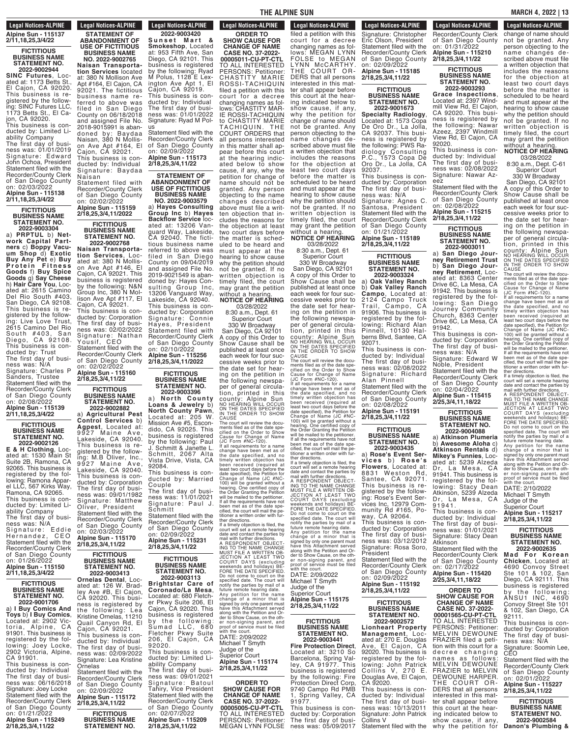Alpine Sun - 115137
2/11,18,25,3/4/22

**FICTITIOUS BUSINESS NAME STATEMENT NO. 2022-9002944**

**SINC Futures**, Located at: 1173 Betts St., El Cajon, CA 92020. This business is registered by the following: SINC Futures LLC, 1173 Betts St., El Cajon, CA 92020. This business is conducted by: Limited Liability Company The first day of business was: 01/01/2019 Signature: Edward John Ochoa, President Statement filed with the Recorder/County Clerk of San Diego County on: 02/03/2022
**Alpine Sun - 115138**
**2/11,18,25,3/4/22**

**FICTITIOUS BUSINESS NAME STATEMENT NO. 2022-9003304**

a) **PRPTUL** b) **Network Capital Partners** c) **Boppy Vacuum Shop** d) **Exotic Buy Any Pet** e) **Buy Protein Fitness Goods** f) **Buy Spice Goods** g) **Say Cheese** h) **Hair Care You**, Located at: 2615 Camino Del Rio South #403, San Diego, CA 92108. This business is registered by the following: Live Love Trust, 2615 Camino Del Rio South #403, San Diego, CA 92108. This business is conducted by: Trust The first day of business was: N/A Signature: Charles P Sanders, Trustee Statement filed with the Recorder/County Clerk of San Diego County on: 02/08/2022
**Alpine Sun - 115139**
**2/11,18,25,3/4/22**

**FICTITIOUS BUSINESS NAME STATEMENT NO. 2022-9002126**

**E & H Clothing**, Located at: 1530 Main St Suite 2B, Ramona, CA 92065. This business is registered by the following: Ramona Apparel LLC, 567 Kirks Way, Ramona, CA 92065. This business is conducted by: Limited Liability Company The first day of business was: N/A Signature: Eddie Hernandez, CEO Statement filed with the Recorder/County Clerk of San Diego County on: 01/26/2022
**Alpine Sun - 115150**
**2/11,18,25,3/4/22**

**FICTITIOUS BUSINESS NAME STATEMENT NO. 2022-9001706**

a) **I Buy Comics And Toys** b) **I Buy Comics**, Located at: 2902 Victoria, Alpine, CA 91901. This business is registered by the following: Joey Locke, 2902 Victoria, Alpine, CA 91901. This business is conducted by: Individual The first day of business was: 06/16/2018 Signature: Joey Locke Statement filed with the Recorder/County Clerk of San Diego County on: 01/21/2022
**Alpine Sun - 115249**
**2/18,25,3/4,11/22**

**STATEMENT OF ABANDONMENT OF USE OF FICTITIOUS BUSINESS NAME NO. 2022-9002765**

**Naisan Transportation Services** located at: 380 N Mollison Ave Apt #164, El Cajon, CA 92021. The fictitious business name referred to above was filed in San Diego County on 06/18/2018 and assigned File No. 2018-9015991 is abandoned by: Baydaa Naisan, 380 N Mollison Ave Apt #164, El Cajon, CA 92021. This business is conducted by: Individual Signature: Baydaa Naisan Statement filed with Recorder/County Clerk of San Diego County on: 02/02/2022
**Alpine Sun - 115159**
**2/18,25,3/4,11/2022**

**FICTITIOUS BUSINESS NAME STATEMENT NO. 2022-9002768**

**Naisan Transportation Services**, Located at: 380 N Mollison Ave Apt #146, El Cajon, CA 92021. This business is registered by the following: N&N Group Inc, 380 N Mollison Ave Apt #117, El Cajon, CA 92021. This business is conducted by: Corporation The first day of business was: 02/02/2022 Signature: Nathan Yousif, CEO Statement filed with the Recorder/County Clerk of San Diego County on: 02/02/2022
**Alpine Sun - 115160**
**2/18,25,3/4,11/22**

**FICTITIOUS BUSINESS NAME STATEMENT NO. 2022-9002882**

a) **Agricultural Pest Control Services** b) **Agpest**, Located at: 9927 Maine Ave, Lakeside, CA 92040. This business is registered by the following: M.B Oliver, Inc., 9927 Maine Ave, Lakeside, CA 92040. This business is conducted by: Corporation The first day of business was: 09/01/1982 Signature: Matthew Oliver, President Statement filed with the Recorder/County Clerk of San Diego County on: 02/03/2022
**Alpine Sun - 115170**
**2/18,25,3/4,11/22**

**FICTITIOUS BUSINESS NAME STATEMENT NO. 2022-9003413**

**Ornelas Dental**, Located at: 126 W. Bradley Ave #B, El Cajon, CA 92020. This business is registered by the following: Lea Kristine Ornelas, 11210 Quail Canyon Rd, El Cajon, CA 92021. This business is conducted by: Individual The first day of business was: 02/09/2022 Signature: Lea Kristine Ornelas Statement filed with the Recorder/County Clerk of San Diego County on: 02/09/2022
**Alpine Sun - 115172**
**2/18,25,3/4,11/22**

**FICTITIOUS BUSINESS NAME STATEMENT NO. 2022-9003420**

**Sunset Mart & Smokeshop**, Located at: 953 Fifth Ave, San Diego, CA 92101. This business is registered by the following: Ryad M Polus, 1128 E Lexington Ave Apt 1, El Cajon, CA 92019. This business is conducted by: Individual The first day of business was: 01/01/2022 Signature: Ryad M Polus Statement filed with the Recorder/County Clerk of San Diego County on: 02/09/2022
**Alpine Sun - 115173**
**2/18,25,3/4,11/22**

**STATEMENT OF ABANDONMENT OF USE OF FICTITIOUS BUSINESS NAME NO. 2022-9003579**

a) **Hayes Consulting Group Inc** b) **Hayes Backflow Service** located at: 13206 Vanguard Way, Lakeside, CA 92040. The fictitious business name referred to above was filed in San Diego County on 09/04/2019 and assigned File No. 2019-9021549 is abandoned by: Hayes Consulting Group Inc, 13206 Vanguard Way, Lakeside, CA 92040. This business is conducted by: Corporation Signature: Connie Hayes, President Statement filed with Recorder/County Clerk of San Diego County on: 02/10/2022
**Alpine Sun - 115256**
**2/18,25,3/4,11/2022**

**FICTITIOUS BUSINESS NAME STATEMENT NO. 2022-9003396**

a) **North County Loans & Jewelry** b) **North County Pawn**, Located at: 205 W. Mission Ave #5, Escondido, CA 92025. This business is registered by the following: Paul J. Schmitt & Janette L. Schmitt, 2067 Alta Vista Drive, Vista, CA 92084. This business is conducted by: Married Couple The first day of business was: 11/01/2021 Signature: Paul J. Schmitt Statement filed with the Recorder/County Clerk of San Diego County on: 02/09/2022
**Alpine Sun - 115231**
**2/18,25,3/4,11/22**

**FICTITIOUS BUSINESS NAME STATEMENT NO. 2022-9003113**

**Brightstar Care of Coronado/La Mesa**, Located at: 680 Fletcher Pkwy Suite 206, El Cajon, CA 92020. This business is registered by the following: Sumad LLC, 680 Fletcher Pkwy Suite 206, El Cajon, CA 92020. This business is conducted by: Limited Liability Company The first day of business was: 09/01/2021 Signature: Batoul Tahiry, Vice President Statement filed with the Recorder/County Clerk of San Diego County on: 02/07/2022
**Alpine Sun - 115209**
**2/18,25,3/4,11/22**

**ORDER TO SHOW CAUSE FOR CHANGE OF NAME CASE NO. 37-2022-00005011-CU-PT-CTL**

TO ALL INTERESTED PERSONS: Petitioner: CHASTITY MARIE ROSSI-TACHIQUIN filed a petition with this court for a decree changing names as follows: CHASTITY MARIE ROSSI-TACHIQUIN to CHASTITY MARIE TACHIQUIN. THE COURT ORDERS that all persons interested in this matter shall appear before this court at the hearing indicated below to show cause, if any, why the petition for change of name should not be granted. Any person objecting to the name changes described above must file a written objection that includes the reasons for the objection at least two court days before the matter is scheduled to be heard and must appear at the hearing to show cause why the petition should not be granted. If no written objection is timely filed, the court may grant the petition without a hearing.

**NOTICE OF HEARING**
03/28/2022
8:30 a.m., Dept. 61
Superior Court
330 W Broadway
San Diego, CA 92101

A copy of this Order to Show Cause shall be published at least once each week for four successive weeks prior to the date set for hearing on the petition in the following newspaper of general circulation, printed in this county: Alpine Sun

NO HEARING WILL OCCUR ON THE DATES SPECIFIED IN THE ORDER TO SHOW CAUSE

The court will review the documents filed as of the date specified on the Order to Show Cause for Change of Name (JC Form #NC-120). If all requirements for a name change have been met as of the date specified, and no timely written objection has been received (required at least two court days before the date specified), the Petition for Change of Name (JC #NC-100) will be granted without a hearing. One certified copy of the Order Granting the Petition will be mailed to the petitioner. If all the requirements have not been met as of the date specified, the court will mail the petitioner a written order with further directions.

If a timely objection is filed, the court will set a remote hearing date and contact the parties by mail with further directions.

A RESPONDENT OBJECTING TO THE NAME CHANGE MUST FILE A WRITTEN OBJECTION AT LEAST TWO COURT DAYS (excluding weekends and holidays) BEFORE THE DATE SPECIFIED. Do not come to court on the specified date. The court will notify the parties by mail of a future remote hearing date.

Any petition for the name change of a minor that is signed by only one parent must have this Attachment served along with the Petition and Order to Show Cause, on the other non-signing parent, and proof of service must be filed with the court.

DATE: 2/09/2022
Michael T Smyth
Judge of the
Superior Court
**Alpine Sun - 115174**
**2/18,25,3/4,11/22**

**ORDER TO SHOW CAUSE FOR CHANGE OF NAME CASE NO. 37-2022-00005005-CU-PT-CTL**

TO ALL INTERESTED PERSONS: Petitioner: MEGAN LYNN FOLSE filed a petition with this court for a decree changing names as follows: MEGAN LYNN FOLSE to MEGAN LYNN McCARTHY. THE COURT ORDERS that all persons interested in this matter shall appear before this court at the hearing indicated below to show cause, if any, why the petition for change of name should not be granted. Any person objecting to the name changes described above must file a written objection that includes the reasons for the objection at least two court days before the matter is scheduled to be heard and must appear at the hearing to show cause why the petition should not be granted. If no written objection is timely filed, the court may grant the petition without a hearing.

**NOTICE OF HEARING**
03/28/2022
8:30 a.m., Dept. 61
Superior Court
330 W Broadway
San Diego, CA 92101

A copy of this Order to Show Cause shall be published at least once each week for four successive weeks prior to the date set for hearing on the petition in the following newspaper of general circulation, printed in this county: Alpine Sun

NO HEARING WILL OCCUR ON THE DATES SPECIFIED IN THE ORDER TO SHOW CAUSE

The court will review the documents filed as of the date specified on the Order to Show Cause for Change of Name (JC Form #NC-120). If all requirements for a name change have been met as of the date specified, and no timely written objection has been received (required at least two court days before the date specified), the Petition for Change of Name (JC #NC-100) will be granted without a hearing. One certified copy of the Order Granting the Petition will be mailed to the petitioner. If all the requirements have not been met as of the date specified, the court will mail the petitioner a written order with further directions.

If a timely objection is filed, the court will set a remote hearing date and contact the parties by mail with further directions.

A RESPONDENT OBJECTING TO THE NAME CHANGE MUST FILE A WRITTEN OBJECTION AT LEAST TWO COURT DAYS (excluding weekends and holidays) BEFORE THE DATE SPECIFIED. Do not come to court on the specified date. The court will notify the parties by mail of a future remote hearing date.

Any petition for the name change of a minor that is signed by only one parent must have this Attachment served along with the Petition and Order to Show Cause, on the other non-signing parent, and proof of service must be filed with the court.

DATE: 2/09/2022
Michael T Smyth
Judge of the
Superior Court
**Alpine Sun - 115175**
**2/18,25,3/4,11/22**

**FICTITIOUS BUSINESS NAME STATEMENT NO. 2022-9003441**

**Fire Protection Direct**, Located at: 3210 So Barcelona, Spring Valley, CA 91977. This business is registered by the following: Fire Protection Direct Corp, 9740 Campo Rd PMB 1, Spring Valley, CA 91977. This business is conducted by: Corporation The first day of business was: 05/09/2017 Signature: Christopher Eric Olson, President Statement filed with the Recorder/County Clerk of San Diego County on: 02/09/2022
**Alpine Sun - 115185**
**2/18,25,3/4,11/22**

**FICTITIOUS BUSINESS NAME STATEMENT NO. 2022-9001673**

**Specialty Radiology**, Located at: 1573 Copa De Oro Dr., La Jolla, CA 92037. This business is registered by the following: PWS Radiology Consulting P.C., 1573 Copa De Oro Dr., La Jolla, CA 92037. This business is conducted by: Corporation The first day of business was: N/A Signature: Agnes C. Santosa, President Statement filed with the Recorder/County Clerk of San Diego County on: 01/21/2022
**Alpine Sun - 115189**
**2/18,25,3/4,11/22**

**FICTITIOUS BUSINESS NAME STATEMENT NO. 2022-9003324**

a) **Oak Valley Ranch** b) **Oak Valley Ranch Campo**, Located at: 2124 Campo Truck Trail, Campo, CA 91906. This business is registered by the following: Richard Alan Pinnell, 10130 Halberns Blvd, Santee, CA 92071. This business is conducted by: Individual The first day of business was: 02/08/2022 Signature: Richard Alan Pinnell Statement filed with the Recorder/County Clerk of San Diego County on: 02/08/2022
**Alpine Sun - 115191**
**2/18,25,3/4,11/22**

**FICTITIOUS BUSINESS NAME STATEMENT NO. 2022-9003435**

a) **Rose's Event Services** b) **Rose's Flowers**, Located at: 8831 Weston Rd, Santee, CA 92071. This business is registered by the following: Rose's Event Services Inc, 12979 Community Rd #165, Poway, CA 92064. This business is conducted by: Corporation The first day of business was: 03/12/2012 Signature: Rosa Soro, President Statement filed with the Recorder/County Clerk of San Diego County on: 02/09/2022
**Alpine Sun - 115192**
**2/18,25,3/4,11/22**

**FICTITIOUS BUSINESS NAME STATEMENT NO. 2022-9002572**

**Lionheart Property Management**, Located at: 270 E. Douglas Ave, El Cajon, CA 92020. This business is registered by the following: John Patrick Collins V, 270 E. Douglas Ave, El Cajon, CA 92020. This business is conducted by: Individual The first day of business was: 10/13/2011 Signature: John Patrick Collins V Statement filed with the Recorder/County Clerk of San Diego County on: 01/31/2022
**Alpine Sun - 115210**
**2/18,25,3/4,11/22**

**FICTITIOUS BUSINESS NAME STATEMENT NO. 2022-9003293**

**Grace Inspections**, Located at: 2397 Windmill View Rd, El Cajon, CA 92020. This business is registered by the following: Nawar Azeez, 2397 Windmill View Rd, El Cajon, CA 92020. This business is conducted by: Individual The first day of business was: 02/08/2022 Signature: Nawar Azeez Statement filed with the Recorder/County Clerk of San Diego County on: 02/08/2022
**Alpine Sun - 115215**
**2/18,25,3/4,11/22**

**FICTITIOUS BUSINESS NAME STATEMENT NO. 2022-9003011**

a) **San Diego Journey Retirement Trust** b) **San Diego Journey Retirement**, Located at: 8363 Center Drive 6C, La Mesa, CA 91942. This business is registered by the following: San Diego Journey Community Church, 8363 Center Drive 6C, La Mesa, CA 91942. This business is conducted by: Corporation The first day of business was: N/A Signature: Edward W Noble, President Statement filed with the Recorder/County Clerk of San Diego County on: 02/04/2022
**Alpine Sun - 115415**
**2/25,3/4,11,18/22**

**FICTITIOUS BUSINESS NAME STATEMENT NO. 2022-9004088**

a) **Atkinson Plumeria** b) **Awesome Aloha** c) **Atkinson Rentals** d) **Mikey's Funnies**, Located at: 5239 Alzeda Dr, La Mesa, CA 91941. This business is registered by the following: Stacy Dean Atkinson, 5239 Alzeda Dr, La Mesa, CA 91941. This business is conducted by: Individual The first day of business was: 01/01/2021 Signature: Stacy Dean Atkinson Statement filed with the Recorder/County Clerk of San Diego County on: 02/17/2022
**Alpine Sun - 115420**
**2/25,3/4,11,18/22**

**ORDER TO SHOW CAUSE FOR CHANGE OF NAME CASE NO. 37-2022-00001565-CU-PT-CTL**

TO ALL INTERESTED PERSONS: Petitioner: MELVIN DEWOUNE FRAZIER filed a petition with this court for a decree changing names as follows: MELVIN DEWOUNE FRAZIER to MELVIN DEWOUNE HARPER. THE COURT ORDERS that all persons interested in this matter shall appear before this court at the hearing indicated below to show cause, if any, why the petition for change of name should not be granted. Any person objecting to the name changes described above must file a written objection that includes the reasons for the objection at least two court days before the matter is scheduled to be heard and must appear at the hearing to show cause why the petition should not be granted. If no written objection is timely filed, the court may grant the petition without a hearing.

**NOTICE OF HEARING**
03/28/2022
8:30 a.m., Dept. C-61
Superior Court
330 W Broadway
San Diego, CA 92101

A copy of this Order to Show Cause shall be published at least once each week for four successive weeks prior to the date set for hearing on the petition in the following newspaper of general circulation, printed in this county: Alpine Sun

NO HEARING WILL OCCUR ON THE DATES SPECIFIED IN THE ORDER TO SHOW CAUSE

The court will review the documents filed as of the date specified on the Order to Show Cause for Change of Name (JC Form #NC-120). If all requirements for a name change have been met as of the date specified, and no timely written objection has been received (required at least two court days before the date specified), the Petition for Change of Name (JC #NC-100) will be granted without a hearing. One certified copy of the Order Granting the Petition will be mailed to the petitioner. If all the requirements have not been met as of the date specified, the court will mail the petitioner a written order with further directions.

If a timely objection is filed, the court will set a remote hearing date and contact the parties by mail with further directions.

A RESPONDENT OBJECTING TO THE NAME CHANGE MUST FILE A WRITTEN OBJECTION AT LEAST TWO COURT DAYS (excluding weekends and holidays) BEFORE THE DATE SPECIFIED. Do not come to court on the specified date. The court will notify the parties by mail of a future remote hearing date.

Any petition for the name change of a minor that is signed by only one parent must have this Attachment served along with the Petition and Order to Show Cause, on the other non-signing parent, and proof of service must be filed with the court.

DATE: 2/10/2022
Michael T Smyth
Judge of the
Superior Court
**Alpine Sun - 115217**
**2/18,25,3/4,11/22**

**FICTITIOUS BUSINESS NAME STATEMENT NO. 2022-9002635**

**Mad For Korean Chicken**, Located at: 4690 Convoy Street Ste 101 & 102, San Diego, CA 92111. This business is registered by the following: ANSU1 INC, 4690 Convoy Street Ste 101 & 102, San Diego, CA 92111. This business is conducted by: Corporation The first day of business was: N/A Signature: Soomin Lee, CEO Statement filed with the Recorder/County Clerk of San Diego County on: 02/01/2022
**Alpine Sun - 115227**
**2/18,25,3/4,11/22**

**FICTITIOUS BUSINESS NAME STATEMENT NO. 2022-9002584**

**Danon's Plumbing &**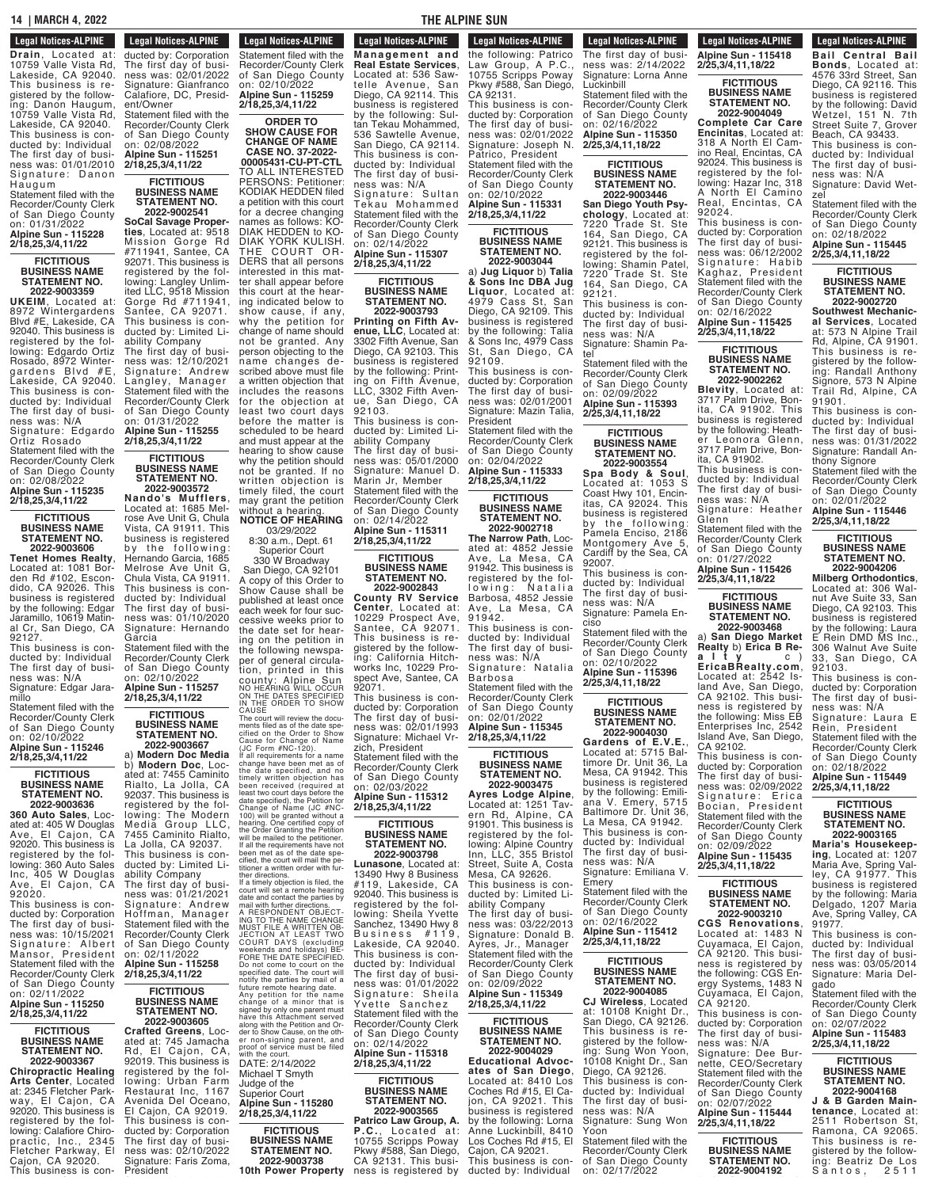**Drain**, Located at: 10759 Valle Vista Rd, Lakeside, CA 92040. This business is registered by the following: Danon Haugum, 10759 Valle Vista Rd, Lakeside, CA 92040. This business is conducted by: Individual The first day of business was: 01/01/2010 Signature: Danon Haugum
Statement filed with the Recorder/County Clerk of San Diego County on: 01/31/2022
**Alpine Sun - 115228 2/18,25,3/4,11/22**

**FICTITIOUS BUSINESS NAME STATEMENT NO. 2022-9003359**
**UKEIM**, Located at: 8972 Wintergardens Blvd #E, Lakeside, CA 92040. This business is registered by the following: Edgardo Ortiz Rosado, 8972 Wintergardens Blvd #E, Lakeside, CA 92040. This business is conducted by: Individual The first day of business was: N/A Signature: Edgardo Ortiz Rosado
Statement filed with the Recorder/County Clerk of San Diego County on: 02/08/2022
**Alpine Sun - 115235 2/18,25,3/4,11/22**

**FICTITIOUS BUSINESS NAME STATEMENT NO. 2022-9003606**
**Tenet Homes Realty**, Located at: 1081 Borden Rd #102, Escondido, CA 92026. This business is registered by the following: Edgar Jaramillo, 10619 Matinal Cr, San Diego, CA 92127.
This business is conducted by: Individual The first day of business was: N/A Signature: Edgar Jaramillo
Statement filed with the Recorder/County Clerk of San Diego County on: 02/10/2022
**Alpine Sun - 115246 2/18,25,3/4,11/22**

**FICTITIOUS BUSINESS NAME STATEMENT NO. 2022-9003636**
**360 Auto Sales**, Located at: 405 W Douglas Ave, El Cajon, CA 92020. This business is registered by the following: 360 Auto Sales Inc, 405 W Douglas Ave, El Cajon, CA 92020.
This business is conducted by: Corporation The first day of business was: 10/15/2021 Signature: Albert Mansor, President Statement filed with the Recorder/County Clerk of San Diego County on: 02/11/2022
**Alpine Sun - 115250 2/18,25,3/4,11/22**

**FICTITIOUS BUSINESS NAME STATEMENT NO. 2022-9003367**
**Chiropractic Healing Arts Center**, Located at: 2345 Fletcher Parkway, El Cajon, CA 92020. This business is registered by the following: Calafiore Chiropractic, Inc., 2345 Fletcher Parkway, El Cajon, CA 92020.
This business is conducted by: Corporation The first day of business was: 02/01/2022 Signature: Gianfranco Calafiore, DC, President/Owner
Statement filed with the Recorder/County Clerk of San Diego County on: 02/08/2022
**Alpine Sun - 115251 2/18,25,3/4,11/22**

**FICTITIOUS BUSINESS NAME STATEMENT NO. 2022-9002541**
**SoCal Savage Properties**, Located at: 9518 Mission Gorge Rd #711941, Santee, CA 92071. This business is registered by the following: Langley Unlimited LLC, 9518 Mission Gorge Rd #711941, Santee, CA 92071. This business is conducted by: Limited Liability Company
The first day of business was: 12/10/2021 Signature: Andrew Langley, Manager Statement filed with the Recorder/County Clerk of San Diego County on: 01/31/2022
**Alpine Sun - 115255 2/18,25,3/4,11/22**

**FICTITIOUS BUSINESS NAME STATEMENT NO. 2022-9003572**
**Nando's Mufflers**, Located at: 1685 Melrose Ave Unit G, Chula Vista, CA 91911. This business is registered by the following: Hernando Garcia, 1685 Melrose Ave Unit G, Chula Vista, CA 91911. This business is conducted by: Individual The first day of business was: 01/10/2020 Signature: Hernando Garcia
Statement filed with the Recorder/County Clerk of San Diego County on: 02/10/2022
**Alpine Sun - 115257 2/18,25,3/4,11/22**

**FICTITIOUS BUSINESS NAME STATEMENT NO. 2022-9003667**
a) **Modern Doc Media** b) **Modern Doc**, Located at: 7455 Caminito Rialto, La Jolla, CA 92037. This business is registered by the following: The Modern Media Group LLC, 7455 Caminito Rialto, La Jolla, CA 92037. This business is conducted by: Limited Liability Company
The first day of business was: 01/21/2021 Signature: Andrew Hoffman, Manager Statement filed with the Recorder/County Clerk of San Diego County on: 02/11/2022
**Alpine Sun - 115258 2/18,25,3/4,11/22**

**FICTITIOUS BUSINESS NAME STATEMENT NO. 2022-9003605**
**Crafted Greens**, Located at: 745 Jamacha Rd, El Cajon, CA 92019. This business is registered by the following: Urban Farm Restaurat Inc, 1167 Avenida Del Oceano, El Cajon, CA 92019. This business is conducted by: Corporation The first day of business was: 02/10/2022 Signature: Faris Zoma, President
Statement filed with the Recorder/County Clerk of San Diego County on: 02/10/2022
**Alpine Sun - 115259 2/18,25,3/4,11/22**

**ORDER TO SHOW CAUSE FOR CHANGE OF NAME CASE NO. 37-2022-00005431-CU-PT-CTL**
TO ALL INTERESTED PERSONS: Petitioner: KODIAK HEDDEN filed a petition with this court for a decree changing names as follows: KODIAK HEDDEN to KODIAK YORK KULISH. THE COURT ORDERS that all persons interested in this matter shall appear before this court at the hearing indicated below to show cause, if any, why the petition for change of name should not be granted. Any person objecting to the name changes described above must file a written objection that includes the reasons for the objection at least two court days before the matter is scheduled to be heard and must appear at the hearing to show cause why the petition should not be granted. If no written objection is timely filed, the court may grant the petition without a hearing.
**NOTICE OF HEARING**
03/29/2022
8:30 a.m., Dept. 61
Superior Court
330 W Broadway
San Diego, CA 92101
A copy of this Order to Show Cause shall be published at least once each week for four successive weeks prior to the date set for hearing on the petition in the following newspaper of general circulation, printed in this county: Alpine Sun
NO HEARING WILL OCCUR ON THE DATES SPECIFIED IN THE ORDER TO SHOW CAUSE
The court will review the documents filed as of the date specified on the Order to Show Cause for Change of Name (JC Form #NC-120).
If all requirements for a name change have been met as of the date specified, and no timely written objection has been received (required at least two court days before the date specified), the Petition for Change of Name (JC #NC-100) will be granted without a hearing. One certified copy of the Order Granting the Petition will be mailed to the petitioner.
If all the requirements have not been met as of the date specified, the court will mail the petitioner a written order with further directions.
If a timely objection is filed, the court will set a remote hearing date and contact the parties by mail with further directions.
A RESPONDENT OBJECTING TO THE NAME CHANGE MUST FILE A WRITTEN OBJECTION AT LEAST TWO COURT DAYS (excluding weekends and holidays) BEFORE THE DATE SPECIFIED. Do not come to court on the specified date. The court will notify the parties by mail of a future remote hearing date.
Any petition for the name change of a minor that is signed by only one parent must have this Attachment served along with the Petition and Order to Show Cause, on the other non-signing parent, and proof of service must be filed with the court.
DATE: 2/14/2022
Michael T Smyth
Judge of the
Superior Court
**Alpine Sun - 115280 2/18,25,3/4,11/22**

**FICTITIOUS BUSINESS NAME STATEMENT NO. 2022-9003738**
**10th Power Property Management and Real Estate Services**, Located at: 536 Sawtelle Avenue, San Diego, CA 92114. This business is registered by the following: Sultan Tekau Mohammed, 536 Sawtelle Avenue, San Diego, CA 92114. This business is conducted by: Individual The first day of business was: N/A Signature: Sultan Tekau Mohammed Statement filed with the Recorder/County Clerk of San Diego County on: 02/14/2022
**Alpine Sun - 115307 2/18,25,3/4,11/22**

**FICTITIOUS BUSINESS NAME STATEMENT NO. 2022-9003793**
**Printing on Fifth Avenue, LLC**, Located at: 3302 Fifth Avenue, San Diego, CA 92103. This business is registered by the following: Printing on Fifth Avenue, LLC, 3302 Fifth Avenue, San Diego, CA 92103.
This business is conducted by: Limited Liability Company
The first day of business was: 05/01/2000 Signature: Manuel D. Marin Jr, Member Statement filed with the Recorder/County Clerk of San Diego County on: 02/14/2022
**Alpine Sun - 115311 2/18,25,3/4,11/22**

**FICTITIOUS BUSINESS NAME STATEMENT NO. 2022-9002843**
**County RV Service Center**, Located at: 10229 Prospect Ave, Santee, CA 92071. This business is registered by the following: California Hitchworks Inc, 10229 Prospect Ave, Santee, CA 92071.
This business is conducted by: Corporation The first day of business was: 02/01/1993 Signature: Michael Vrzich, President
Statement filed with the Recorder/County Clerk of San Diego County on: 02/03/2022
**Alpine Sun - 115312 2/18,25,3/4,11/22**

**FICTITIOUS BUSINESS NAME STATEMENT NO. 2022-9003798**
**Lunasone**, Located at: 13490 Hwy 8 Business #119, Lakeside, CA 92040. This business is registered by the following: Sheila Yvette Sanchez, 13490 Hwy 8 Business #119, Lakeside, CA 92040. This business is conducted by: Individual The first day of business was: 01/01/2022 Signature: Sheila Yvette Sanchez Statement filed with the Recorder/County Clerk of San Diego County on: 02/14/2022
**Alpine Sun - 115318 2/18,25,3/4,11/22**

**FICTITIOUS BUSINESS NAME STATEMENT NO. 2022-9003565**
**Patrico Law Group, A. P.C.**, Located at: 10755 Scripps Poway Pkwy #588, San Diego, CA 92131. This business is registered by the following: Patrico Law Group, A P.C., 10755 Scripps Poway Pkwy #588, San Diego, CA 92131.
This business is conducted by: Corporation The first day of business was: 02/01/2022 Signature: Joseph N. Patrico, President Statement filed with the Recorder/County Clerk of San Diego County on: 02/10/2022
**Alpine Sun - 115331 2/18,25,3/4,11/22**

**FICTITIOUS BUSINESS NAME STATEMENT NO. 2022-9003044**
a) **Jug Liquor** b) **Talia & Sons Inc DBA Jug Liquor**, Located at: 4979 Cass St, San Diego, CA 92109. This business is registered by the following: Talia & Sons Inc, 4979 Cass St, San Diego, CA 92109.
This business is conducted by: Corporation The first day of business was: 02/01/2001 Signature: Mazin Talia, President
Statement filed with the Recorder/County Clerk of San Diego County on: 02/04/2022
**Alpine Sun - 115333 2/18,25,3/4,11/22**

**FICTITIOUS BUSINESS NAME STATEMENT NO. 2022-9002718**
**The Narrow Path**, Located at: 4852 Jessie Ave, La Mesa, CA 91942. This business is registered by the following: Natalia Barbosa, 4852 Jessie Ave, La Mesa, CA 91942.
This business is conducted by: Individual The first day of business was: N/A Signature: Natalia Barbosa
Statement filed with the Recorder/County Clerk of San Diego County on: 02/01/2022
**Alpine Sun - 115345 2/18,25,3/4,11/22**

**FICTITIOUS BUSINESS NAME STATEMENT NO. 2022-9003475**
**Ayres Lodge Alpine**, Located at: 1251 Tavern Rd, Alpine, CA 91901. This business is registered by the following: Alpine Country Inn, LLC, 355 Bristol Street, Suite A, Costa Mesa, CA 92626. This business is conducted by: Limited Liability Company
The first day of business was: 03/22/2013 Signature: Donald B. Ayres, Jr., Manager Statement filed with the Recorder/County Clerk of San Diego County on: 02/09/2022
**Alpine Sun - 115349 2/18,25,3/4,11/22**

**FICTITIOUS BUSINESS NAME STATEMENT NO. 2022-9004029**
**Educational Advocates of San Diego**, Located at: 8410 Los Coches Rd #15, El Cajon, CA 92021. This business is registered by the following: Lorna Anne Luckinbill, 8410 Los Coches Rd #15, El Cajon, CA 92021. This business is conducted by: Individual The first day of business was: 2/14/2022 Signature: Lorna Anne Luckinbill
Statement filed with the Recorder/County Clerk of San Diego County on: 02/16/2022
**Alpine Sun - 115350 2/25,3/4,11,18/22**

**FICTITIOUS BUSINESS NAME STATEMENT NO. 2022-9003446**
**San Diego Youth Psychology**, Located at: 7220 Trade St. Ste 164, San Diego, CA 92121. This business is registered by the following: Shamin Patel, 7220 Trade St. Ste 164, San Diego, CA 92121.
This business is conducted by: Individual The first day of business was: N/A Signature: Shamin Patel
Statement filed with the Recorder/County Clerk of San Diego County on: 02/09/2022
**Alpine Sun - 115393 2/25,3/4,11,18/22**

**FICTITIOUS BUSINESS NAME STATEMENT NO. 2022-9003554**
**Spa Body & Soul**, Located at: 1053 S Coast Hwy 101, Encinitas, CA 92024. This business is registered by the following: Pamela Enciso, 2186 Montgomery Ave 5, Cardiff by the Sea, CA 92007.
This business is conducted by: Individual The first day of business was: N/A Signature: Pamela Enciso
Statement filed with the Recorder/County Clerk of San Diego County on: 02/10/2022
**Alpine Sun - 115396 2/25,3/4,11,18/22**

**FICTITIOUS BUSINESS NAME STATEMENT NO. 2022-9004030**
**Gardens of E.V.E.**, Located at: 5715 Baltimore Dr. Unit 36, La Mesa, CA 91942. This business is registered by the following: Emiliana V. Emery, 5715 Baltimore Dr. Unit 36, La Mesa, CA 91942. This business is conducted by: Individual The first day of business was: N/A Signature: Emiliana V. Emery
Statement filed with the Recorder/County Clerk of San Diego County on: 02/16/2022
**Alpine Sun - 115412 2/25,3/4,11,18/22**

**FICTITIOUS BUSINESS NAME STATEMENT NO. 2022-9004085**
**CJ Wireless**, Located at: 10108 Knight Dr., San Diego, CA 92126. This business is registered by the following: Sung Won Yoon, 10108 Knight Dr., San Diego, CA 92126. This business is conducted by: Individual The first day of business was: N/A Signature: Sung Won Yoon
Statement filed with the Recorder/County Clerk of San Diego County on: 02/17/2022
**Alpine Sun - 115418 2/25,3/4,11,18/22**

**FICTITIOUS BUSINESS NAME STATEMENT NO. 2022-9004049**
**Complete Car Care Encinitas**, Located at: 318 A North El Camino Real, Encinitas, CA 92024. This business is registered by the following: Hazar Inc, 318 A North El Camino Real, Encinitas, CA 92024.
This business is conducted by: Corporation The first day of business was: 06/12/2002 Signature: Habib Kaghaz, President Statement filed with the Recorder/County Clerk of San Diego County on: 02/16/2022
**Alpine Sun - 115425 2/25,3/4,11,18/22**

**FICTITIOUS BUSINESS NAME STATEMENT NO. 2022-9002262**
**Blevity**, Located at: 3717 Palm Drive, Bonita, CA 91902. This business is registered by the following: Heather Leonora Glenn, 3717 Palm Drive, Bonita, CA 91902.
This business is conducted by: Individual The first day of business was: N/A Signature: Heather Glenn
Statement filed with the Recorder/County Clerk of San Diego County on: 01/27/2022
**Alpine Sun - 115426 2/25,3/4,11,18/22**

**FICTITIOUS BUSINESS NAME STATEMENT NO. 2022-9003468**
a) **San Diego Market Realty** b) **Erica B Realty c) EricaBRealty.com**, Located at: 2542 Island Ave, San Diego, CA 92102. This business is registered by the following: Miss EB Enterprises Inc, 2542 Island Ave, San Diego, CA 92102.
This business is conducted by: Corporation The first day of business was: 02/09/2022 Signature: Erica Bocian, President Statement filed with the Recorder/County Clerk of San Diego County on: 02/09/2022
**Alpine Sun - 115435 2/25,3/4,11,18/22**

**FICTITIOUS BUSINESS NAME STATEMENT NO. 2022-9003210**
**CGS Renovations**, Located at: 1483 N Cuyamaca, El Cajon, CA 92120. This business is registered by the following: CGS Energy Systems, 1483 N Cuyamaca, El Cajon, CA 92120.
This business is conducted by: Corporation The first day of business was: N/A Signature: Dee Burnette, CEO/Secretary Statement filed with the Recorder/County Clerk of San Diego County on: 02/07/2022
**Alpine Sun - 115444 2/25,3/4,11,18/22**

**FICTITIOUS BUSINESS NAME STATEMENT NO. 2022-9004192**
**Bail Central Bail Bonds**, Located at: 4576 33rd Street, San Diego, CA 92116. This business is registered by the following: David Wetzel, 151 N. 7th Street Suite 7, Grover Beach, CA 93433. This business is conducted by: Individual The first day of business was: N/A Signature: David Wetzel
Statement filed with the Recorder/County Clerk of San Diego County on: 02/18/2022
**Alpine Sun - 115445 2/25,3/4,11,18/22**

**FICTITIOUS BUSINESS NAME STATEMENT NO. 2022-9002720**
**Southwest Mechanical Services**, Located at: 573 N Alpine Trail Rd, Alpine, CA 91901. This business is registered by the following: Randall Anthony Signore, 573 N Alpine Trail Rd, Alpine, CA 91901.
This business is conducted by: Individual The first day of business was: 01/31/2022 Signature: Randall Anthony Signore
Statement filed with the Recorder/County Clerk of San Diego County on: 02/01/2022
**Alpine Sun - 115446 2/25,3/4,11,18/22**

**FICTITIOUS BUSINESS NAME STATEMENT NO. 2022-9004206**
**Milberg Orthodontics**, Located at: 306 Walnut Ave Suite 33, San Diego, CA 92103. This business is registered by the following: Laura E Rein DMD MS Inc., 306 Walnut Ave Suite 33, San Diego, CA 92103.
This business is conducted by: Corporation The first day of business was: N/A Signature: Laura E Rein, President Statement filed with the Recorder/County Clerk of San Diego County on: 02/18/2022
**Alpine Sun - 115449 2/25,3/4,11,18/22**

**FICTITIOUS BUSINESS NAME STATEMENT NO. 2022-9003165**
**Maria's Housekeeping**, Located at: 1207 Maria Ave, Spring Valley, CA 91977. This business is registered by the following: Maria Delgado, 1207 Maria Ave, Spring Valley, CA 91977.
This business is conducted by: Individual The first day of business was: 03/05/2014 Signature: Maria Delgado
Statement filed with the Recorder/County Clerk of San Diego County on: 02/07/2022
**Alpine Sun - 115483 2/25,3/4,11,18/22**

**FICTITIOUS BUSINESS NAME STATEMENT NO. 2022-9004168**
**J & B Garden Maintenance**, Located at: 2511 Robertson St, Ramona, CA 92065. This business is registered by the following: Beatriz De Los Santos, 2511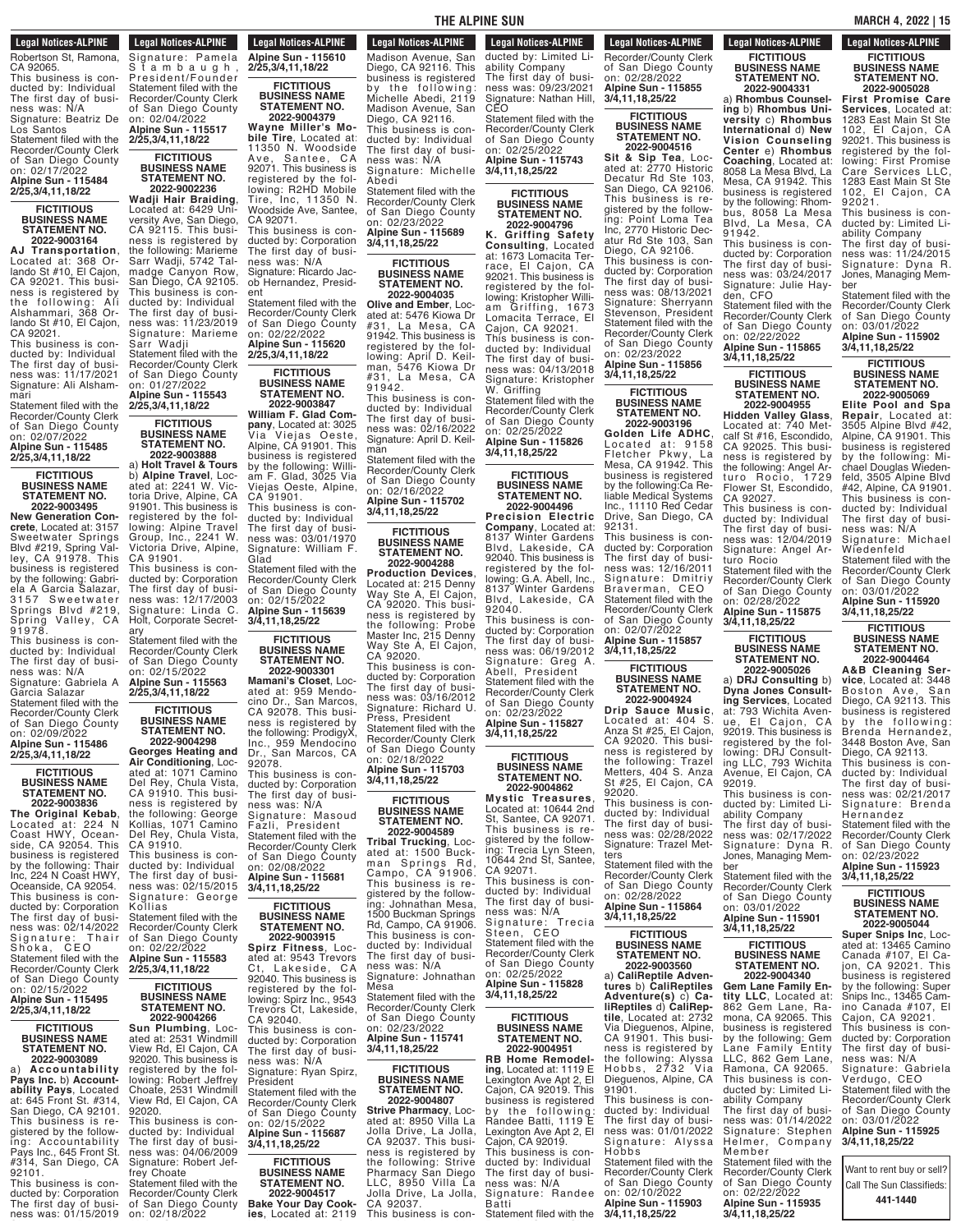Robertson St, Ramona, CA 92065.
This business is conducted by: Individual
The first day of business was: N/A
Signature: Beatriz De Los Santos
Statement filed with the Recorder/County Clerk of San Diego County on: 02/17/2022
**Alpine Sun - 115484**
**2/25,3/4,11,18/22**

**FICTITIOUS BUSINESS NAME STATEMENT NO. 2022-9003164**
**AJ Transportation**, Located at: 368 Orlando St #10, El Cajon, CA 92021. This business is registered by the following: Ali Alshammari, 368 Orlando St #10, El Cajon, CA 92021.
This business is conducted by: Individual
The first day of business was: 11/17/2021
Signature: Ali Alshammari
Statement filed with the Recorder/County Clerk of San Diego County on: 02/07/2022
**Alpine Sun - 115485**
**2/25,3/4,11,18/22**

**FICTITIOUS BUSINESS NAME STATEMENT NO. 2022-9003495**
**New Generation Concrete**, Located at: 3157 Sweetwater Springs Blvd #219, Spring Valley, CA 91978. This business is registered by the following: Gabriela A Garcia Salazar, 3157 Sweetwater Springs Blvd #219, Spring Valley, CA 91978.
This business is conducted by: Individual
The first day of business was: N/A
Signature: Gabriela A Garcia Salazar
Statement filed with the Recorder/County Clerk of San Diego County on: 02/09/2022
**Alpine Sun - 115486**
**2/25,3/4,11,18/22**

**FICTITIOUS BUSINESS NAME STATEMENT NO. 2022-9003836**
**The Original Kebab**, Located at: 224 N Coast HWY, Oceanside, CA 92054. This business is registered by the following: Thair Inc, 224 N Coast HWY, Oceanside, CA 92054.
This business is conducted by: Corporation
The first day of business was: 02/14/2022
Signature: Thair Shoka, CEO
Statement filed with the Recorder/County Clerk of San Diego County on: 02/15/2022
**Alpine Sun - 115495**
**2/25,3/4,11,18/22**

**FICTITIOUS BUSINESS NAME STATEMENT NO. 2022-9003089**
a) **Accountability Pays Inc.** b) **Accountability Pays**, Located at: 645 Front St. #314, San Diego, CA 92101. This business is registered by the following: Accountability Pays Inc., 645 Front St. #314, San Diego, CA 92101.
This business is conducted by: Corporation
The first day of business was: 01/15/2019
Signature: Pamela Stambaugh, President/Founder
Statement filed with the Recorder/County Clerk of San Diego County on: 02/04/2022
**Alpine Sun - 115517**
**2/25,3/4,11,18/22**

**FICTITIOUS BUSINESS NAME STATEMENT NO. 2022-9002236**
**Wadji Hair Braiding**, Located at: 6429 University Ave, San Diego, CA 92115. This business is registered by the following: Marieme Sarr Wadji, 5742 Talmadge Canyon Row, San Diego, CA 92105.
This business is conducted by: Individual
The first day of business was: 11/23/2019
Signature: Marieme Sarr Wadji
Statement filed with the Recorder/County Clerk of San Diego County on: 01/27/2022
**Alpine Sun - 115543**
**2/25,3/4,11,18/22**

**FICTITIOUS BUSINESS NAME STATEMENT NO. 2022-9003888**
a) **Holt Travel & Tours** b) **Alpine Travel**, Located at: 2241 W. Victoria Drive, Alpine, CA 91901. This business is registered by the following: Alpine Travel Group, Inc., 2241 W. Victoria Drive, Alpine, CA 91901.
This business is conducted by: Corporation
The first day of business was: 12/17/2003
Signature: Linda C. Holt, Corporate Secretary
Statement filed with the Recorder/County Clerk of San Diego County on: 02/15/2022
**Alpine Sun - 115563**
**2/25,3/4,11,18/22**

**FICTITIOUS BUSINESS NAME STATEMENT NO. 2022-9004298**
**Georges Heating and Air Conditioning**, Located at: 1071 Camino Del Rey, Chula Vista, CA 91910. This business is registered by the following: George Kollias, 1071 Camino Del Rey, Chula Vista, CA 91910.
This business is conducted by: Individual
The first day of business was: 02/15/2015
Signature: George Kollias
Statement filed with the Recorder/County Clerk of San Diego County on: 02/22/2022
**Alpine Sun - 115583**
**2/25,3/4,11,18/22**

**FICTITIOUS BUSINESS NAME STATEMENT NO. 2022-9004266**
**Sun Plumbing**, Located at: 2531 Windmill View Rd, El Cajon, CA 92020. This business is registered by the following: Robert Jeffrey Choate, 2531 Windmill View Rd, El Cajon, CA 92020.
This business is conducted by: Individual
The first day of business was: 04/06/2009
Signature: Robert Jeffrey Choate
Statement filed with the Recorder/County Clerk of San Diego County on: 02/18/2022
**Alpine Sun - 115610**
**2/25,3/4,11,18/22**

**FICTITIOUS BUSINESS NAME STATEMENT NO. 2022-9004379**
**Wayne Miller's Mobile Tire**, Located at: 11350 N. Woodside Ave, Santee, CA 92071. This business is registered by the following: R2HD Mobile Tire, Inc, 11350 N. Woodside Ave, Santee, CA 92071.
This business is conducted by: Corporation
The first day of business was: N/A
Signature: Ricardo Jacob Hernandez, President
Statement filed with the Recorder/County Clerk of San Diego County on: 02/22/2022
**Alpine Sun - 115620**
**2/25,3/4,11,18/22**

**FICTITIOUS BUSINESS NAME STATEMENT NO. 2022-9003847**
**William F. Glad Company**, Located at: 3025 Via Viejas Oeste, Alpine, CA 91901. This business is registered by the following: William F. Glad, 3025 Via Viejas Oeste, Alpine, CA 91901.
This business is conducted by: Individual
The first day of business was: 03/01/1970
Signature: William F. Glad
Statement filed with the Recorder/County Clerk of San Diego County on: 02/15/2022
**Alpine Sun - 115639**
**3/4,11,18,25/22**

**FICTITIOUS BUSINESS NAME STATEMENT NO. 2022-9003301**
**Mamani's Closet**, Located at: 959 Mendocino Dr., San Marcos, CA 92078. This business is registered by the following: ProdigyX, Inc., 959 Mendocino Dr., San Marcos, CA 92078.
This business is conducted by: Corporation
The first day of business was: N/A
Signature: Masoud Fazli, President
Statement filed with the Recorder/County Clerk of San Diego County on: 02/08/2022
**Alpine Sun - 115681**
**3/4,11,18,25/22**

**FICTITIOUS BUSINESS NAME STATEMENT NO. 2022-9003915**
**Spirz Fitness**, Located at: 9543 Trevors Ct, Lakeside, CA 92040. This business is registered by the following: Spirz Inc., 9543 Trevors Ct, Lakeside, CA 92040.
This business is conducted by: Corporation
The first day of business was: N/A
Signature: Ryan Spirz, President
Statement filed with the Recorder/County Clerk of San Diego County on: 02/15/2022
**Alpine Sun - 115687**
**3/4,11,18,25/22**

**FICTITIOUS BUSINESS NAME STATEMENT NO. 2022-9004517**
**Bake Your Day Cookies**, Located at: 2119 Madison Avenue, San Diego, CA 92116. This business is registered by the following: Michelle Abedi, 2119 Madison Avenue, San Diego, CA 92116.
This business is conducted by: Individual
The first day of business was: N/A
Signature: Michelle Abedi
Statement filed with the Recorder/County Clerk of San Diego County on: 02/23/2022
**Alpine Sun - 115689**
**3/4,11,18,25/22**

**FICTITIOUS BUSINESS NAME STATEMENT NO. 2022-9004035**
**Olive and Ember**, Located at: 5476 Kiowa Dr #31, La Mesa, CA 91942. This business is registered by the following: April D. Keilman, 5476 Kiowa Dr #31, La Mesa, CA 91942.
This business is conducted by: Individual
The first day of business was: 02/16/2022
Signature: April D. Keilman
Statement filed with the Recorder/County Clerk of San Diego County on: 02/16/2022
**Alpine Sun - 115702**
**3/4,11,18,25/22**

**FICTITIOUS BUSINESS NAME STATEMENT NO. 2022-9004288**
**Production Devices**, Located at: 215 Denny Way Ste A, El Cajon, CA 92020. This business is registered by the following: Probe Master Inc, 215 Denny Way Ste A, El Cajon, CA 92020.
This business is conducted by: Corporation
The first day of business was: 03/16/2012
Signature: Richard U. Press, President
Statement filed with the Recorder/County Clerk of San Diego County on: 02/18/2022
**Alpine Sun - 115703**
**3/4,11,18,25/22**

**FICTITIOUS BUSINESS NAME STATEMENT NO. 2022-9004589**
**Tribal Trucking**, Located at: 1500 Buckman Springs Rd, Campo, CA 91906. This business is registered by the following: Johnathan Mesa, 1500 Buckman Springs Rd, Campo, CA 91906.
This business is conducted by: Individual
The first day of business was: N/A
Signature: Johnathan Mesa
Statement filed with the Recorder/County Clerk of San Diego County on: 02/23/2022
**Alpine Sun - 115741**
**3/4,11,18,25/22**

**FICTITIOUS BUSINESS NAME STATEMENT NO. 2022-9004807**
**Strive Pharmacy**, Located at: 8950 Villa La Jolla Drive, La Jolla, CA 92037. This business is registered by the following: Strive Pharmacy San Diego LLC, 8950 Villa La Jolla Drive, La Jolla, CA 92037.
This business is conducted by: Limited Liability Company
The first day of business was: 09/23/2021
Signature: Nathan Hill, CEO
Statement filed with the Recorder/County Clerk of San Diego County on: 02/25/2022
**Alpine Sun - 115743**
**3/4,11,18,25/22**

**FICTITIOUS BUSINESS NAME STATEMENT NO. 2022-9004796**
**K. Griffing Safety Consulting**, Located at: 1673 Lomacita Terrace, El Cajon, CA 92021. This business is registered by the following: Kristopher William Griffing, 1673 Lomacita Terrace, El Cajon, CA 92021.
This business is conducted by: Individual
The first day of business was: 04/13/2018
Signature: Kristopher W. Griffing
Statement filed with the Recorder/County Clerk of San Diego County on: 02/25/2022
**Alpine Sun - 115826**
**3/4,11,18,25/22**

**FICTITIOUS BUSINESS NAME STATEMENT NO. 2022-9004496**
**Precision Electric Company**, Located at: 8137 Winter Gardens Blvd, Lakeside, CA 92040. This business is registered by the following: G.A. Abell, Inc., 8137 Winter Gardens Blvd, Lakeside, CA 92040.
This business is conducted by: Corporation
The first day of business was: 06/19/2012
Signature: Greg A. Abell, President
Statement filed with the Recorder/County Clerk of San Diego County on: 02/23/2022
**Alpine Sun - 115827**
**3/4,11,18,25/22**

**FICTITIOUS BUSINESS NAME STATEMENT NO. 2022-9004862**
**Mystic Treasures**, Located at: 10644 2nd St, Santee, CA 92071. This business is registered by the following: Trecia Lyn Steen, 10644 2nd St, Santee, CA 92071.
This business is conducted by: Individual
The first day of business was: N/A
Signature: Trecia Steen, CEO
Statement filed with the Recorder/County Clerk of San Diego County on: 02/25/2022
**Alpine Sun - 115828**
**3/4,11,18,25/22**

**FICTITIOUS BUSINESS NAME STATEMENT NO. 2022-9004951**
**RB Home Remodeling**, Located at: 1119 E Lexington Ave Apt 2, El Cajon, CA 92019. This business is registered by the following: Randee Batti, 1119 E Lexington Ave Apt 2, El Cajon, CA 92019.
This business is conducted by: Individual
The first day of business was: N/A
Signature: Randee Batti
Statement filed with the Recorder/County Clerk of San Diego County on: 02/28/2022
**Alpine Sun - 115855**
**3/4,11,18,25/22**

**FICTITIOUS BUSINESS NAME STATEMENT NO. 2022-9004516**
**Sit & Sip Tea**, Located at: 2770 Historic Decatur Rd Ste 103, San Diego, CA 92106. This business is registered by the following: Point Loma Tea Inc, 2770 Historic Decatur Rd Ste 103, San Diego, CA 92106.
This business is conducted by: Corporation
The first day of business was: 08/13/2021
Signature: Sherryann Stevenson, President
Statement filed with the Recorder/County Clerk of San Diego County on: 02/23/2022
**Alpine Sun - 115856**
**3/4,11,18,25/22**

**FICTITIOUS BUSINESS NAME STATEMENT NO. 2022-9003196**
**Golden Life ADHC**, Located at: 9158 Fletcher Pkwy, La Mesa, CA 91942. This business is registered by the following:Ca Reliable Medical Systems Inc., 11110 Red Cedar Drive, San Diego, CA 92131.
This business is conducted by: Corporation
The first day of business was: 12/16/2011
Signature: Dmitriy Braverman, CEO
Statement filed with the Recorder/County Clerk of San Diego County on: 02/07/2022
**Alpine Sun - 115857**
**3/4,11,18,25/22**

**FICTITIOUS BUSINESS NAME STATEMENT NO. 2022-9004924**
**Drip Sauce Music**, Located at: 404 S. Anza St #25, El Cajon, CA 92020. This business is registered by the following: Trazel Metters, 404 S. Anza St #25, El Cajon, CA 92020.
This business is conducted by: Individual
The first day of business was: 02/28/2022
Signature: Trazel Metters
Statement filed with the Recorder/County Clerk of San Diego County on: 02/28/2022
**Alpine Sun - 115864**
**3/4,11,18,25/22**

**FICTITIOUS BUSINESS NAME STATEMENT NO. 2022-9003560**
a) **CaliReptile Adventures** b) **CaliReptiles Adventure(s)** c) **CaliReptiles** d) **CaliReptile**, Located at: 2732 Via Dieguenos, Alpine, CA 91901. This business is registered by the following: Alyssa Hobbs, 2732 Via Dieguenos, Alpine, CA 91901.
This business is conducted by: Individual
The first day of business was: 01/01/2022
Signature: Alyssa Hobbs
Statement filed with the Recorder/County Clerk of San Diego County on: 02/10/2022
**Alpine Sun - 115903**
**3/4,11,18,25/22**

**FICTITIOUS BUSINESS NAME STATEMENT NO. 2022-9004331**
a) **Rhombus Counseling** b) **Rhombus University** c) **Rhombus International** d) **New Vision Counseling Center** e) **Rhombus Coaching**, Located at: 8058 La Mesa Blvd, La Mesa, CA 91942. This business is registered by the following: Rhombus, 8058 La Mesa Blvd, La Mesa, CA 91942.
This business is conducted by: Corporation
The first day of business was: 03/24/2017
Signature: Julie Hayden, CFO
Statement filed with the Recorder/County Clerk of San Diego County on: 02/22/2022
**Alpine Sun - 115865**
**3/4,11,18,25/22**

**FICTITIOUS BUSINESS NAME STATEMENT NO. 2022-9004955**
**Hidden Valley Glass**, Located at: 740 Metcalf St #16, Escondido, CA 92025. This business is registered by the following: Angel Arturo Rocio, 1729 Flower St, Escondido, CA 92027.
This business is conducted by: Individual
The first day of business was: 12/04/2019
Signature: Angel Arturo Rocio
Statement filed with the Recorder/County Clerk of San Diego County on: 02/28/2022
**Alpine Sun - 115875**
**3/4,11,18,25/22**

**FICTITIOUS BUSINESS NAME STATEMENT NO. 2022-9005026**
a) **DRJ Consulting** b) **Dyna Jones Consulting Services**, Located at: 793 Wichita Avenue, El Cajon, CA 92019. This business is registered by the following: DRJ Consulting LLC, 793 Wichita Avenue, El Cajon, CA 92019.
This business is conducted by: Limited Liability Company
The first day of business was: 02/17/2022
Signature: Dyna R. Jones, Managing Member
Statement filed with the Recorder/County Clerk of San Diego County on: 03/01/2022
**Alpine Sun - 115901**
**3/4,11,18,25/22**

**FICTITIOUS BUSINESS NAME STATEMENT NO. 2022-9004340**
**Gem Lane Family Entity LLC**, Located at: 862 Gem Lane, Ramona, CA 92065. This business is registered by the following: Gem Lane Family Entity LLC, 862 Gem Lane, Ramona, CA 92065.
This business is conducted by: Limited Liability Company
The first day of business was: 01/14/2022
Signature: Stephen Helmer, Company Member
Statement filed with the Recorder/County Clerk of San Diego County on: 02/22/2022
**Alpine Sun - 115935**
**3/4,11,18,25/22**

**FICTITIOUS BUSINESS NAME STATEMENT NO. 2022-9005028**
**First Promise Care Services**, Located at: 1283 East Main St Ste 102, El Cajon, CA 92021. This business is registered by the following: First Promise Care Services LLC, 1283 East Main St Ste 102, El Cajon, CA 92021.
This business is conducted by: Limited Liability Company
The first day of business was: 11/24/2015
Signature: Dyna R. Jones, Managing Member
Statement filed with the Recorder/County Clerk of San Diego County on: 03/01/2022
**Alpine Sun - 115902**
**3/4,11,18,25/22**

**FICTITIOUS BUSINESS NAME STATEMENT NO. 2022-9005069**
**Elite Pool and Spa Repair**, Located at: 3505 Alpine Blvd #42, Alpine, CA 91901. This business is registered by the following: Michael Douglas Wiedenfeld, 3505 Alpine Blvd #42, Alpine, CA 91901.
This business is conducted by: Individual
The first day of business was: N/A
Signature: Michael Wiedenfeld
Statement filed with the Recorder/County Clerk of San Diego County on: 03/01/2022
**Alpine Sun - 115920**
**3/4,11,18,25/22**

**FICTITIOUS BUSINESS NAME STATEMENT NO. 2022-9004464**
**A&B Cleaning Service**, Located at: 3448 Boston Ave, San Diego, CA 92113. This business is registered by the following: Brenda Hernandez, 3448 Boston Ave, San Diego, CA 92113.
This business is conducted by: Individual
The first day of business was: 02/21/2017
Signature: Brenda Hernandez
Statement filed with the Recorder/County Clerk of San Diego County on: 02/23/2022
**Alpine Sun - 115923**
**3/4,11,18,25/22**

**FICTITIOUS BUSINESS NAME STATEMENT NO. 2022-9005044**
**Super Snips Inc**, Located at: 13465 Camino Canada #107, El Cajon, CA 92021. This business is registered by the following: Super Snips Inc., 13465 Camino Canada #107, El Cajon, CA 92021.
This business is conducted by: Corporation
The first day of business was: N/A
Signature: Gabriela Verdugo, CEO
Statement filed with the Recorder/County Clerk of San Diego County on: 03/01/2022
**Alpine Sun - 115925**
**3/4,11,18,25/22**

Want to rent buy or sell?
Call The Sun Classifieds:
**441-1440**